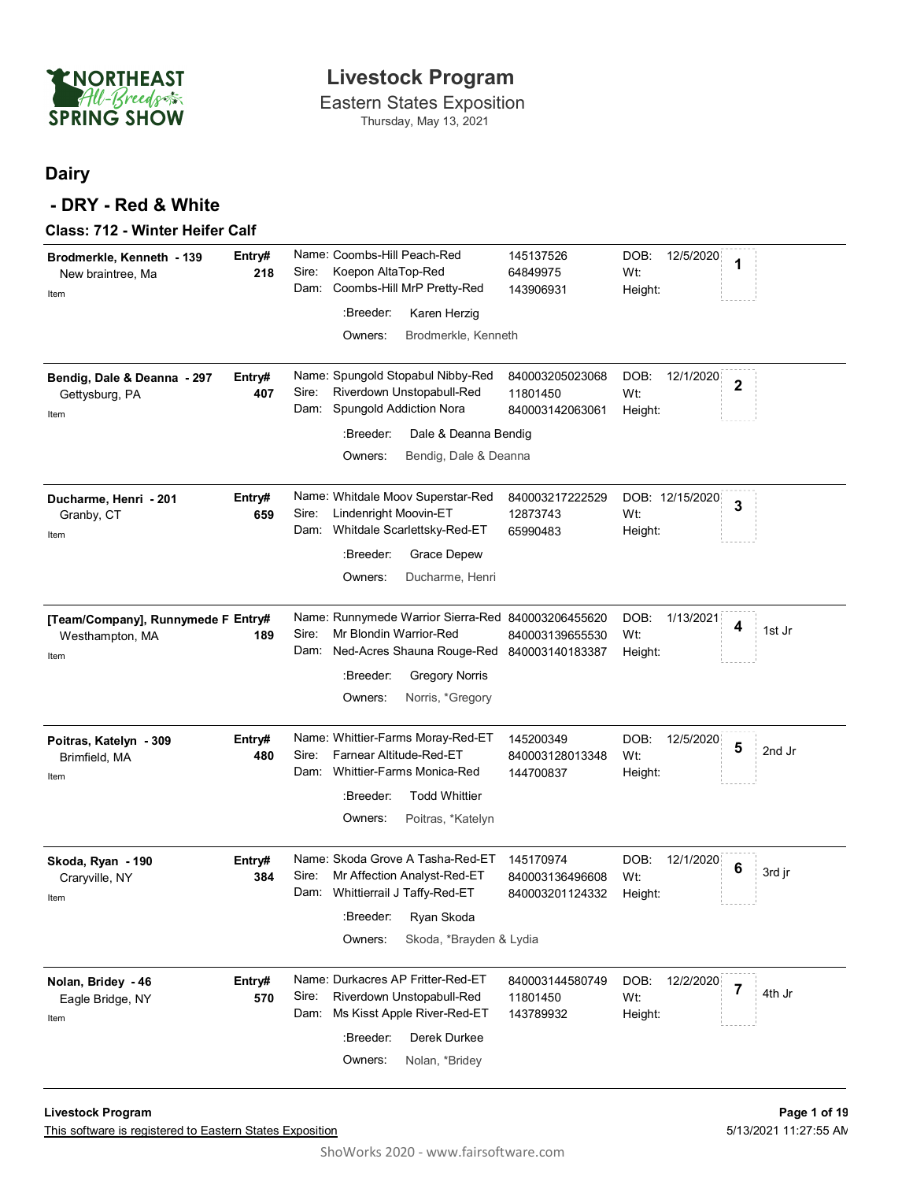# Livestock Program

Eastern States Exposition

Thursday, May 13, 2021

## Dairy

## - DRY - Red & White

### Class: 712 - Winter Heifer Calf

| Exhibitor | Entry# | Animal | Reg. # | DOB / Wt / Height | Place | |
|---|---|---|---|---|---|---|
| **Brodmerkle, Kenneth - 139**<br>New braintree, Ma<br>Item | 218 | Name: Coombs-Hill Peach-Red<br>Sire: Koepon AltaTop-Red<br>Dam: Coombs-Hill MrP Pretty-Red<br>:Breeder: Karen Herzig<br>Owners: Brodmerkle, Kenneth | 145137526<br>64849975<br>143906931 | DOB: 12/5/2020<br>Wt:<br>Height: | 1 | |
| **Bendig, Dale & Deanna - 297**<br>Gettysburg, PA<br>Item | 407 | Name: Spungold Stopabul Nibby-Red<br>Sire: Riverdown Unstopabull-Red<br>Dam: Spungold Addiction Nora<br>:Breeder: Dale & Deanna Bendig<br>Owners: Bendig, Dale & Deanna | 840003205023068<br>11801450<br>840003142063061 | DOB: 12/1/2020<br>Wt:<br>Height: | 2 | |
| **Ducharme, Henri - 201**<br>Granby, CT<br>Item | 659 | Name: Whitdale Moov Superstar-Red<br>Sire: Lindenright Moovin-ET<br>Dam: Whitdale Scarlettsky-Red-ET<br>:Breeder: Grace Depew<br>Owners: Ducharme, Henri | 840003217222529<br>12873743<br>65990483 | DOB: 12/15/2020<br>Wt:<br>Height: | 3 | |
| **[Team/Company], Runnymede F**<br>Westhampton, MA<br>Item | 189 | Name: Runnymede Warrior Sierra-Red<br>Sire: Mr Blondin Warrior-Red<br>Dam: Ned-Acres Shauna Rouge-Red<br>:Breeder: Gregory Norris<br>Owners: Norris, *Gregory | 840003206455620<br>840003139655530<br>840003140183387 | DOB: 1/13/2021<br>Wt:<br>Height: | 4 | 1st Jr |
| **Poitras, Katelyn - 309**<br>Brimfield, MA<br>Item | 480 | Name: Whittier-Farms Moray-Red-ET<br>Sire: Farnear Altitude-Red-ET<br>Dam: Whittier-Farms Monica-Red<br>:Breeder: Todd Whittier<br>Owners: Poitras, *Katelyn | 145200349<br>840003128013348<br>144700837 | DOB: 12/5/2020<br>Wt:<br>Height: | 5 | 2nd Jr |
| **Skoda, Ryan - 190**<br>Craryville, NY<br>Item | 384 | Name: Skoda Grove A Tasha-Red-ET<br>Sire: Mr Affection Analyst-Red-ET<br>Dam: Whittierrail J Taffy-Red-ET<br>:Breeder: Ryan Skoda<br>Owners: Skoda, *Brayden & Lydia | 145170974<br>840003136496608<br>840003201124332 | DOB: 12/1/2020<br>Wt:<br>Height: | 6 | 3rd jr |
| **Nolan, Bridey - 46**<br>Eagle Bridge, NY<br>Item | 570 | Name: Durkacres AP Fritter-Red-ET<br>Sire: Riverdown Unstopabull-Red<br>Dam: Ms Kisst Apple River-Red-ET<br>:Breeder: Derek Durkee<br>Owners: Nolan, *Bridey | 840003144580749<br>11801450<br>143789932 | DOB: 12/2/2020<br>Wt:<br>Height: | 7 | 4th Jr |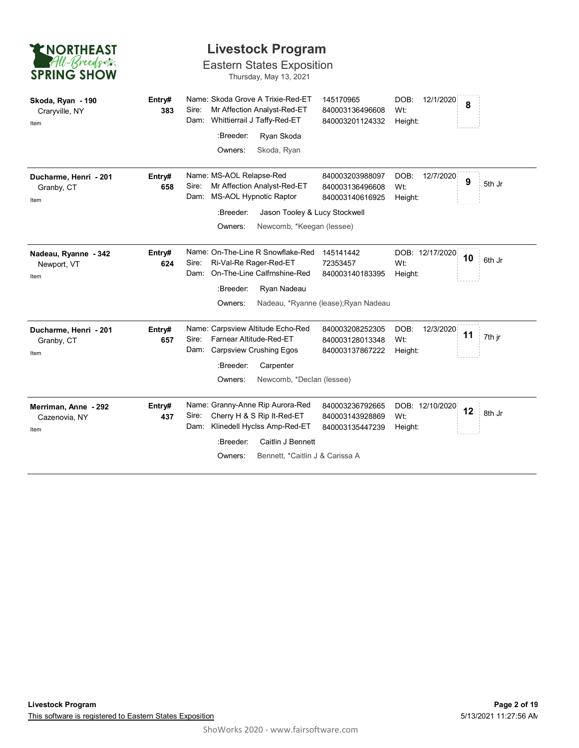# Livestock Program

## Eastern States Exposition

Thursday, May 13, 2021

| Exhibitor | Entry# | Animal | Registration # | DOB / Wt / Height | Class # | Placing |
|---|---|---|---|---|---|---|
| **Skoda, Ryan - 190**<br>Craryville, NY<br>Item | **383** | Name: Skoda Grove A Trixie-Red-ET<br>Sire: Mr Affection Analyst-Red-ET<br>Dam: Whittierrail J Taffy-Red-ET<br>:Breeder: Ryan Skoda<br>Owners: Skoda, Ryan | 145170965<br>840003136496608<br>840003201124332 | DOB: 12/1/2020<br>Wt:<br>Height: | **8** | |
| **Ducharme, Henri - 201**<br>Granby, CT<br>Item | **658** | Name: MS-AOL Relapse-Red<br>Sire: Mr Affection Analyst-Red-ET<br>Dam: MS-AOL Hypnotic Raptor<br>:Breeder: Jason Tooley & Lucy Stockwell<br>Owners: Newcomb, *Keegan (lessee) | 840003203988097<br>840003136496608<br>840003140616925 | DOB: 12/7/2020<br>Wt:<br>Height: | **9** | 5th Jr |
| **Nadeau, Ryanne - 342**<br>Newport, VT<br>Item | **624** | Name: On-The-Line R Snowflake-Red<br>Sire: Ri-Val-Re Rager-Red-ET<br>Dam: On-The-Line Calfrnshine-Red<br>:Breeder: Ryan Nadeau<br>Owners: Nadeau, *Ryanne (lease);Ryan Nadeau | 145141442<br>72353457<br>840003140183395 | DOB: 12/17/2020<br>Wt:<br>Height: | **10** | 6th Jr |
| **Ducharme, Henri - 201**<br>Granby, CT<br>Item | **657** | Name: Carpsview Altitude Echo-Red<br>Sire: Farnear Altitude-Red-ET<br>Dam: Carpsview Crushing Egos<br>:Breeder: Carpenter<br>Owners: Newcomb, *Declan (lessee) | 840003208252305<br>840003128013348<br>840003137867222 | DOB: 12/3/2020<br>Wt:<br>Height: | **11** | 7th jr |
| **Merriman, Anne - 292**<br>Cazenovia, NY<br>Item | **437** | Name: Granny-Anne Rip Aurora-Red<br>Sire: Cherry H & S Rip It-Red-ET<br>Dam: Klinedell Hyclss Amp-Red-ET<br>:Breeder: Caitlin J Bennett<br>Owners: Bennett, *Caitlin J & Carissa A | 840003236792665<br>840003143928869<br>840003135447239 | DOB: 12/10/2020<br>Wt:<br>Height: | **12** | 8th Jr |

**Livestock Program**

This software is registered to Eastern States Exposition

5/13/2021 11:27:56 AM

ShoWorks 2020 - www.fairsoftware.com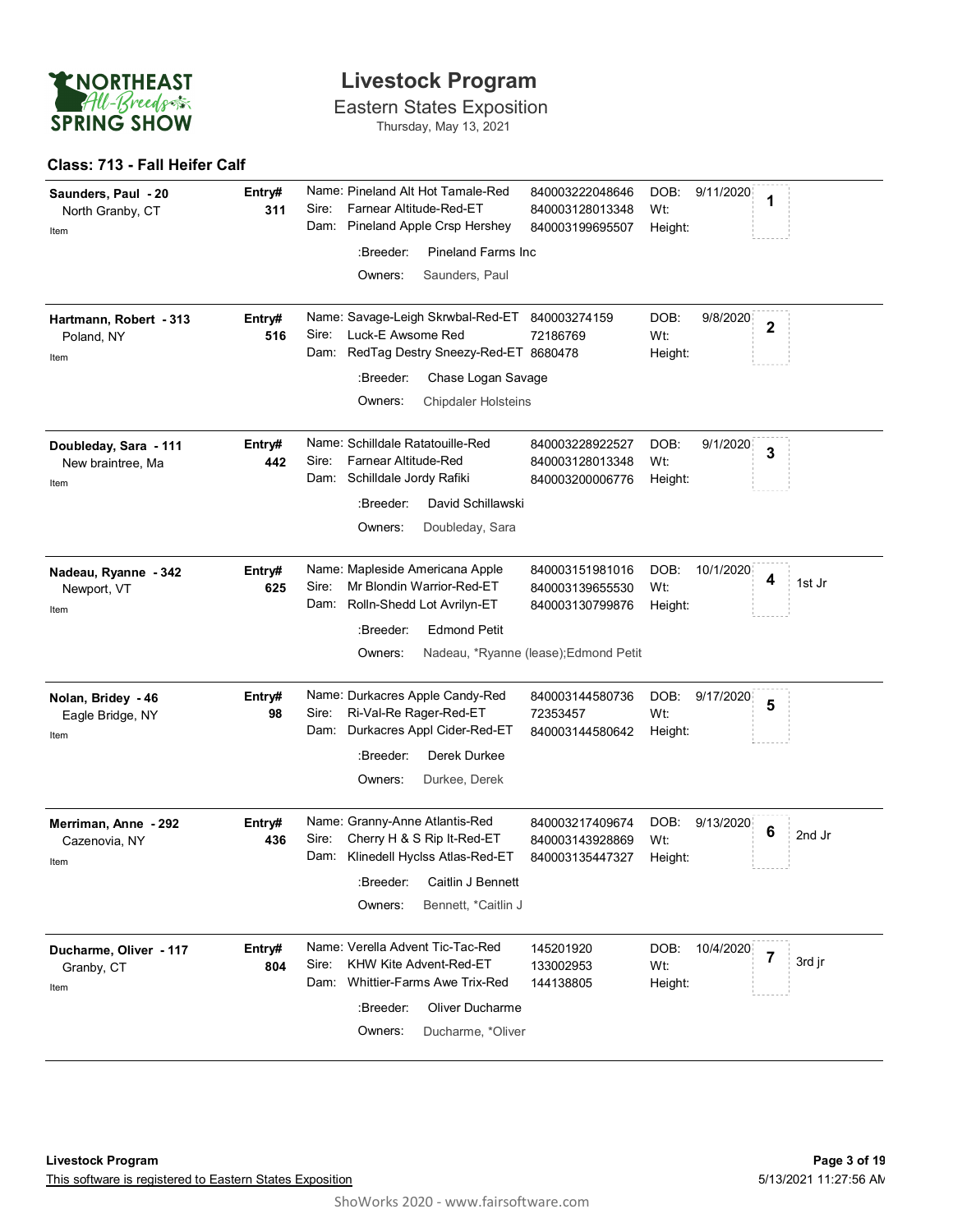# Livestock Program

## Eastern States Exposition

Thursday, May 13, 2021

### Class: 713 - Fall Heifer Calf

| Exhibitor | Entry# | Animal | ID | DOB / Wt / Height | Place | Award |
|---|---|---|---|---|---|---|
| **Saunders, Paul - 20**<br>North Granby, CT<br>Item | **311** | Name: Pineland Alt Hot Tamale-Red<br>Sire: Farnear Altitude-Red-ET<br>Dam: Pineland Apple Crsp Hershey<br>:Breeder: Pineland Farms Inc<br>Owners: Saunders, Paul | 840003222048646<br>840003128013348<br>840003199695507 | DOB: 9/11/2020<br>Wt:<br>Height: | 1 | |
| **Hartmann, Robert - 313**<br>Poland, NY<br>Item | **516** | Name: Savage-Leigh Skrwbal-Red-ET<br>Sire: Luck-E Awsome Red<br>Dam: RedTag Destry Sneezy-Red-ET<br>:Breeder: Chase Logan Savage<br>Owners: Chipdaler Holsteins | 840003274159<br>72186769<br>8680478 | DOB: 9/8/2020<br>Wt:<br>Height: | 2 | |
| **Doubleday, Sara - 111**<br>New braintree, Ma<br>Item | **442** | Name: Schilldale Ratatouille-Red<br>Sire: Farnear Altitude-Red<br>Dam: Schilldale Jordy Rafiki<br>:Breeder: David Schillawski<br>Owners: Doubleday, Sara | 840003228922527<br>840003128013348<br>840003200006776 | DOB: 9/1/2020<br>Wt:<br>Height: | 3 | |
| **Nadeau, Ryanne - 342**<br>Newport, VT<br>Item | **625** | Name: Mapleside Americana Apple<br>Sire: Mr Blondin Warrior-Red-ET<br>Dam: Rolln-Shedd Lot Avrilyn-ET<br>:Breeder: Edmond Petit<br>Owners: Nadeau, *Ryanne (lease);Edmond Petit | 840003151981016<br>840003139655530<br>840003130799876 | DOB: 10/1/2020<br>Wt:<br>Height: | 4 | 1st Jr |
| **Nolan, Bridey - 46**<br>Eagle Bridge, NY<br>Item | **98** | Name: Durkacres Apple Candy-Red<br>Sire: Ri-Val-Re Rager-Red-ET<br>Dam: Durkacres Appl Cider-Red-ET<br>:Breeder: Derek Durkee<br>Owners: Durkee, Derek | 840003144580736<br>72353457<br>840003144580642 | DOB: 9/17/2020<br>Wt:<br>Height: | 5 | |
| **Merriman, Anne - 292**<br>Cazenovia, NY<br>Item | **436** | Name: Granny-Anne Atlantis-Red<br>Sire: Cherry H & S Rip It-Red-ET<br>Dam: Klinedell Hyclss Atlas-Red-ET<br>:Breeder: Caitlin J Bennett<br>Owners: Bennett, *Caitlin J | 840003217409674<br>840003143928869<br>840003135447327 | DOB: 9/13/2020<br>Wt:<br>Height: | 6 | 2nd Jr |
| **Ducharme, Oliver - 117**<br>Granby, CT<br>Item | **804** | Name: Verella Advent Tic-Tac-Red<br>Sire: KHW Kite Advent-Red-ET<br>Dam: Whittier-Farms Awe Trix-Red<br>:Breeder: Oliver Ducharme<br>Owners: Ducharme, *Oliver | 145201920<br>133002953<br>144138805 | DOB: 10/4/2020<br>Wt:<br>Height: | 7 | 3rd jr |

**Livestock Program**

This software is registered to Eastern States Exposition

5/13/2021 11:27:56 AM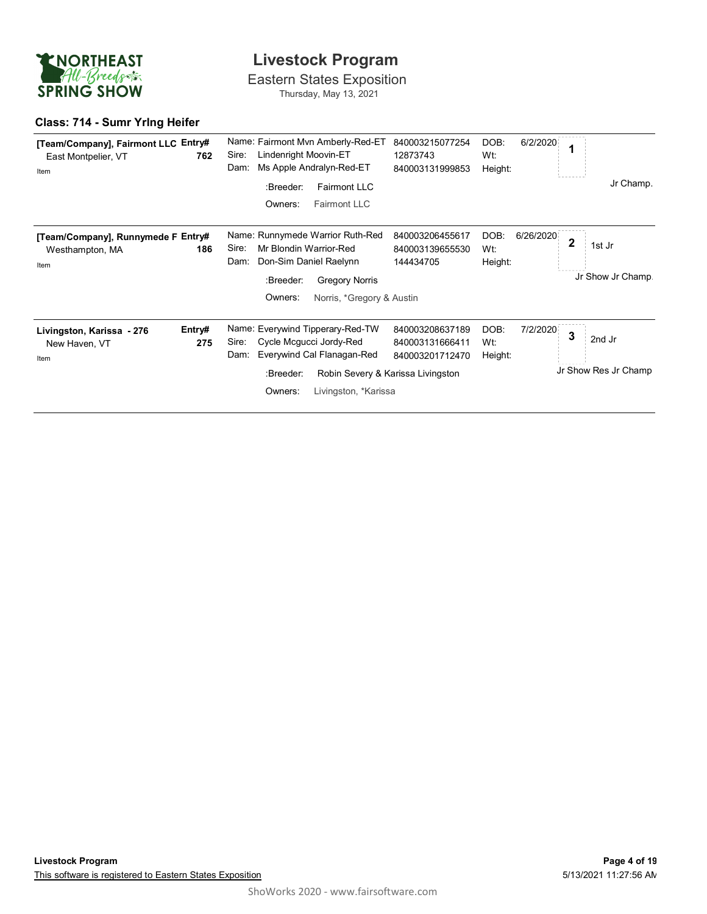# Livestock Program

Eastern States Exposition

Thursday, May 13, 2021

## Class: 714 - Sumr Yrlng Heifer

| Exhibitor | Entry# | Animal | ID | DOB | Place | Award |
|---|---|---|---|---|---|---|
| [Team/Company], Fairmont LLC<br>East Montpelier, VT<br>Item | 762 | Name: Fairmont Mvn Amberly-Red-ET<br>Sire: Lindenright Moovin-ET<br>Dam: Ms Apple Andralyn-Red-ET<br>:Breeder: Fairmont LLC<br>Owners: Fairmont LLC | 840003215077254<br>12873743<br>840003131999853 | DOB: 6/2/2020<br>Wt:<br>Height: | 1 | Jr Champ. |
| [Team/Company], Runnymede F<br>Westhampton, MA<br>Item | 186 | Name: Runnymede Warrior Ruth-Red<br>Sire: Mr Blondin Warrior-Red<br>Dam: Don-Sim Daniel Raelynn<br>:Breeder: Gregory Norris<br>Owners: Norris, *Gregory & Austin | 840003206455617<br>840003139655530<br>144434705 | DOB: 6/26/2020<br>Wt:<br>Height: | 2 | 1st Jr<br>Jr Show Jr Champ. |
| Livingston, Karissa - 276<br>New Haven, VT<br>Item | 275 | Name: Everywind Tipperary-Red-TW<br>Sire: Cycle Mcgucci Jordy-Red<br>Dam: Everywind Cal Flanagan-Red<br>:Breeder: Robin Severy & Karissa Livingston<br>Owners: Livingston, *Karissa | 840003208637189<br>840003131666411<br>840003201712470 | DOB: 7/2/2020<br>Wt:<br>Height: | 3 | 2nd Jr<br>Jr Show Res Jr Champ |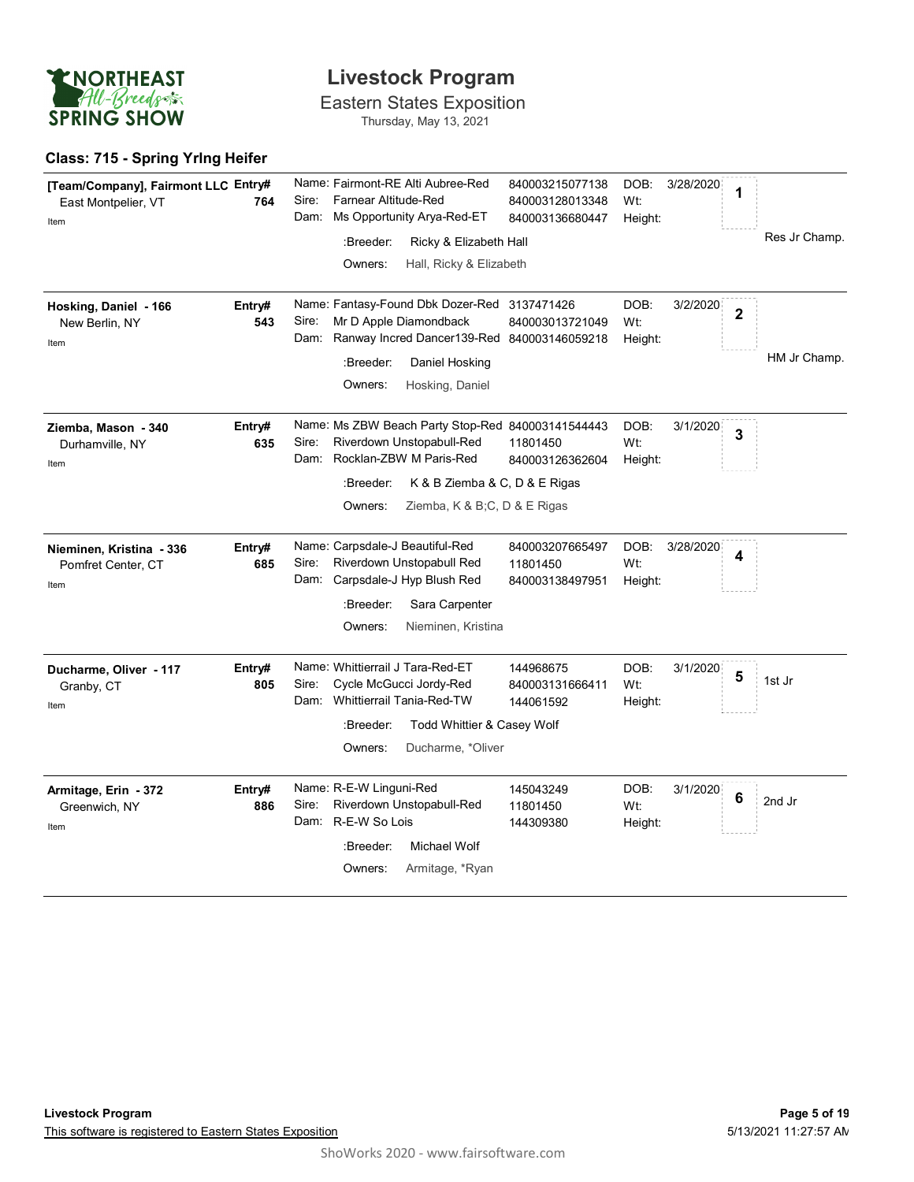# Livestock Program

## Eastern States Exposition

Thursday, May 13, 2021

### Class: 715 - Spring Yrlng Heifer

| Exhibitor | Entry# | Animal | Reg # | DOB / Wt / Height | Place | Award |
|---|---|---|---|---|---|---|
| **[Team/Company], Fairmont LLC**<br>East Montpelier, VT<br>Item | **764** | Name: Fairmont-RE Alti Aubree-Red<br>Sire: Farnear Altitude-Red<br>Dam: Ms Opportunity Arya-Red-ET<br>:Breeder: Ricky & Elizabeth Hall<br>Owners: Hall, Ricky & Elizabeth | 840003215077138<br>840003128013348<br>840003136680447 | DOB: 3/28/2020<br>Wt:<br>Height: | **1** | Res Jr Champ. |
| **Hosking, Daniel - 166**<br>New Berlin, NY<br>Item | **543** | Name: Fantasy-Found Dbk Dozer-Red<br>Sire: Mr D Apple Diamondback<br>Dam: Ranway Incred Dancer139-Red<br>:Breeder: Daniel Hosking<br>Owners: Hosking, Daniel | 3137471426<br>840003013721049<br>840003146059218 | DOB: 3/2/2020<br>Wt:<br>Height: | **2** | HM Jr Champ. |
| **Ziemba, Mason - 340**<br>Durhamville, NY<br>Item | **635** | Name: Ms ZBW Beach Party Stop-Red<br>Sire: Riverdown Unstopabull-Red<br>Dam: Rocklan-ZBW M Paris-Red<br>:Breeder: K & B Ziemba & C, D & E Rigas<br>Owners: Ziemba, K & B;C, D & E Rigas | 840003141544443<br>11801450<br>840003126362604 | DOB: 3/1/2020<br>Wt:<br>Height: | **3** | |
| **Nieminen, Kristina - 336**<br>Pomfret Center, CT<br>Item | **685** | Name: Carpsdale-J Beautiful-Red<br>Sire: Riverdown Unstopabull Red<br>Dam: Carpsdale-J Hyp Blush Red<br>:Breeder: Sara Carpenter<br>Owners: Nieminen, Kristina | 840003207665497<br>11801450<br>840003138497951 | DOB: 3/28/2020<br>Wt:<br>Height: | **4** | |
| **Ducharme, Oliver - 117**<br>Granby, CT<br>Item | **805** | Name: Whittierrail J Tara-Red-ET<br>Sire: Cycle McGucci Jordy-Red<br>Dam: Whittierrail Tania-Red-TW<br>:Breeder: Todd Whittier & Casey Wolf<br>Owners: Ducharme, *Oliver | 144968675<br>840003131666411<br>144061592 | DOB: 3/1/2020<br>Wt:<br>Height: | **5** | 1st Jr |
| **Armitage, Erin - 372**<br>Greenwich, NY<br>Item | **886** | Name: R-E-W Linguni-Red<br>Sire: Riverdown Unstopabull-Red<br>Dam: R-E-W So Lois<br>:Breeder: Michael Wolf<br>Owners: Armitage, *Ryan | 145043249<br>11801450<br>144309380 | DOB: 3/1/2020<br>Wt:<br>Height: | **6** | 2nd Jr |

**Livestock Program**

This software is registered to Eastern States Exposition

5/13/2021 11:27:57 AM

ShoWorks 2020 - www.fairsoftware.com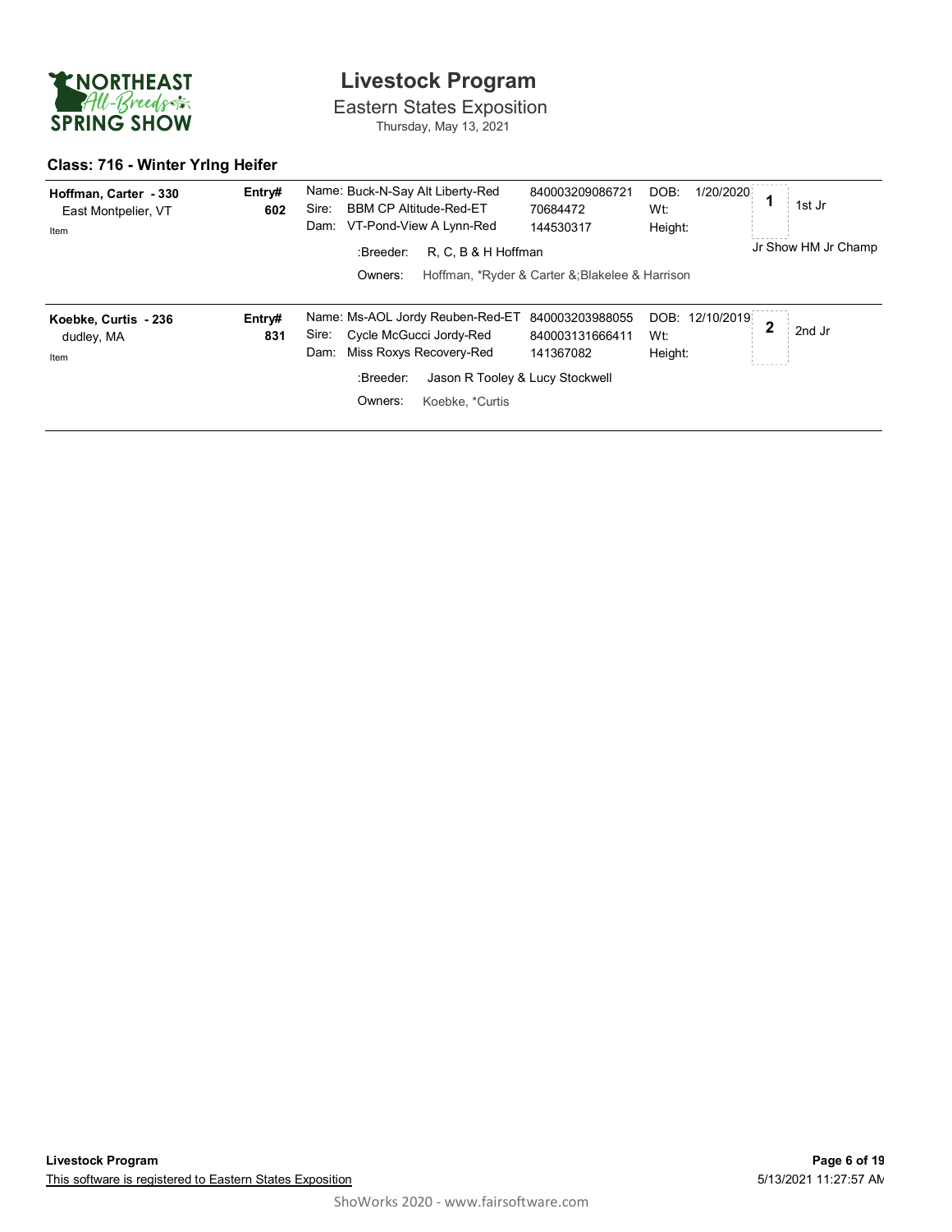NORTHEAST All-Breeds SPRING SHOW

# Livestock Program

Eastern States Exposition

Thursday, May 13, 2021

## Class: 716 - Winter Yrlng Heifer

| Exhibitor | Entry# | Animal | ID | DOB/Wt/Height | Place | Award |
|---|---|---|---|---|---|---|
| **Hoffman, Carter - 330**<br>East Montpelier, VT<br>Item | **602** | Name: Buck-N-Say Alt Liberty-Red<br>Sire: BBM CP Altitude-Red-ET<br>Dam: VT-Pond-View A Lynn-Red<br>:Breeder: R, C, B & H Hoffman<br>Owners: Hoffman, *Ryder & Carter &;Blakelee & Harrison | 840003209086721<br>70684472<br>144530317 | DOB: 1/20/2020<br>Wt:<br>Height: | **1** | 1st Jr<br>Jr Show HM Jr Champ |
| **Koebke, Curtis - 236**<br>dudley, MA<br>Item | **831** | Name: Ms-AOL Jordy Reuben-Red-ET<br>Sire: Cycle McGucci Jordy-Red<br>Dam: Miss Roxys Recovery-Red<br>:Breeder: Jason R Tooley & Lucy Stockwell<br>Owners: Koebke, *Curtis | 840003203988055<br>840003131666411<br>141367082 | DOB: 12/10/2019<br>Wt:<br>Height: | **2** | 2nd Jr |

This software is registered to Eastern States Exposition

5/13/2021 11:27:57 AM

ShoWorks 2020 - www.fairsoftware.com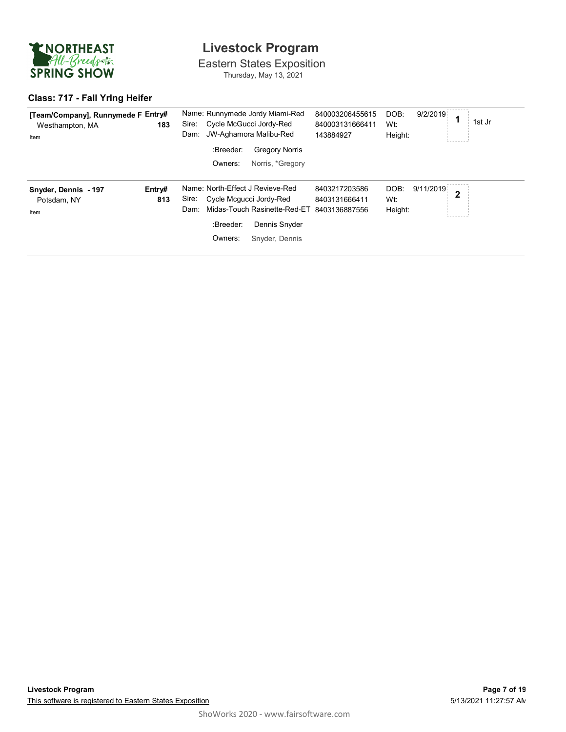# Livestock Program

Eastern States Exposition

Thursday, May 13, 2021

## Class: 717 - Fall Yrlng Heifer

**[Team/Company], Runnymede F** Entry# **183**
Westhampton, MA
Item

Name: Runnymede Jordy Miami-Red — 840003206455615
Sire: Cycle McGucci Jordy-Red — 840003131666411
Dam: JW-Aghamora Malibu-Red — 143884927

:Breeder: Gregory Norris
Owners: Norris, *Gregory

DOB: 9/2/2019
Wt:
Height:

**1** — 1st Jr

---

**Snyder, Dennis - 197** Entry# **813**
Potsdam, NY
Item

Name: North-Effect J Revieve-Red — 8403217203586
Sire: Cycle Mcgucci Jordy-Red — 8403131666411
Dam: Midas-Touch Rasinette-Red-ET — 8403136887556

:Breeder: Dennis Snyder
Owners: Snyder, Dennis

DOB: 9/11/2019
Wt:
Height:

**2**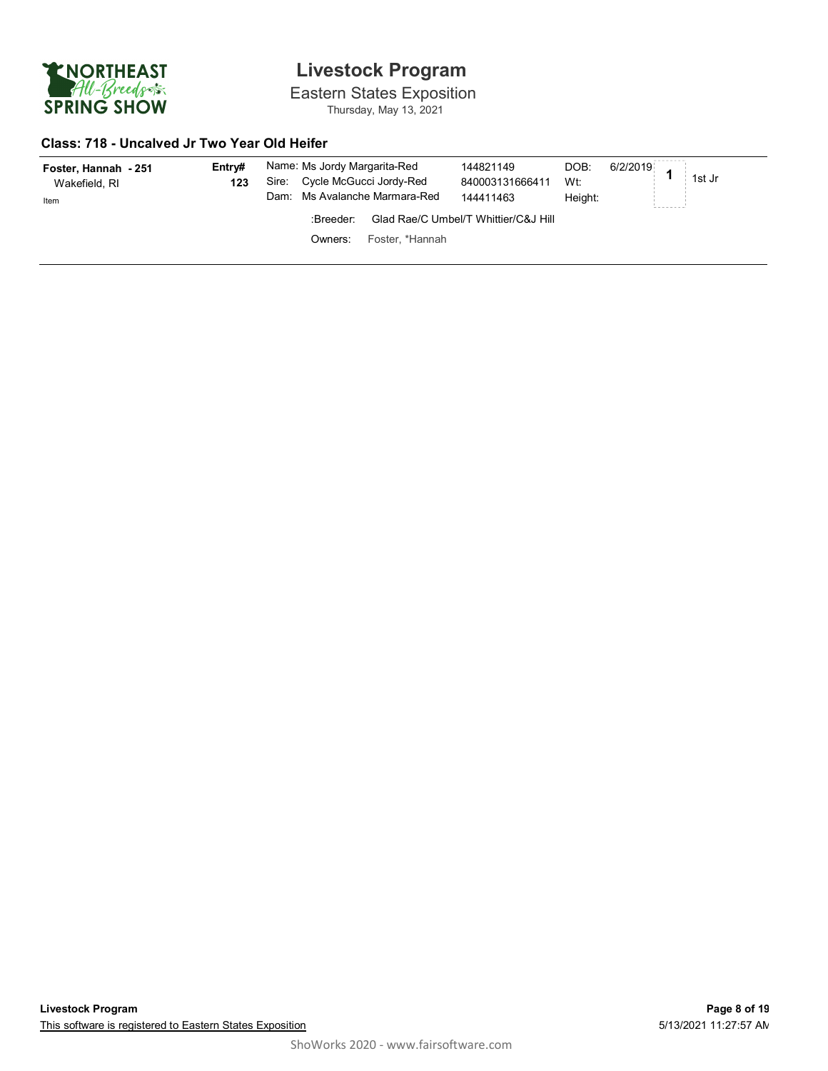# Livestock Program

Eastern States Exposition

Thursday, May 13, 2021

### Class: 718 - Uncalved Jr Two Year Old Heifer

**Foster, Hannah - 251**
Wakefield, RI
Item

**Entry#** **123**

Name: Ms Jordy Margarita-Red — 144821149 — DOB: 6/2/2019

Sire: Cycle McGucci Jordy-Red — 840003131666411 — Wt:

Dam: Ms Avalanche Marmara-Red — 144411463 — Height:

:Breeder: Glad Rae/C Umbel/T Whittier/C&J Hill

Owners: Foster, *Hannah

**1** 1st Jr

**Livestock Program**

This software is registered to Eastern States Exposition

5/13/2021 11:27:57 AM

ShoWorks 2020 - www.fairsoftware.com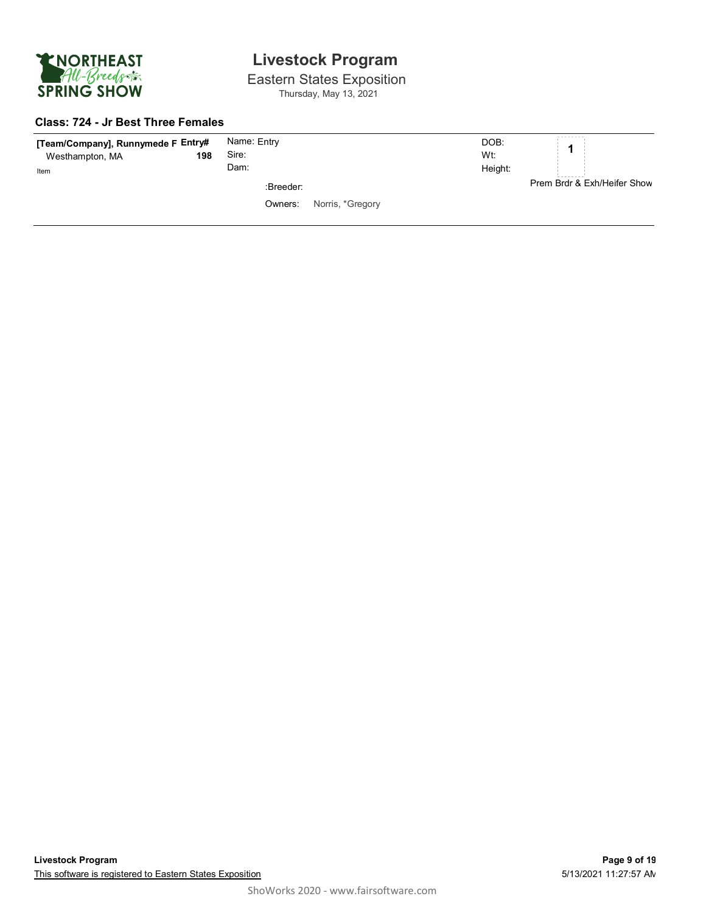# Livestock Program

Eastern States Exposition

Thursday, May 13, 2021

## Class: 724 - Jr Best Three Females

| [Team/Company], Runnymede F | Entry# | | | |
|---|---|---|---|---|
| Westhampton, MA | 198 | Name: Entry<br>Sire:<br>Dam: | DOB:<br>Wt:<br>Height: | 1 |
| Item | | :Breeder:<br>Owners: Norris, *Gregory | | Prem Brdr & Exh/Heifer Show |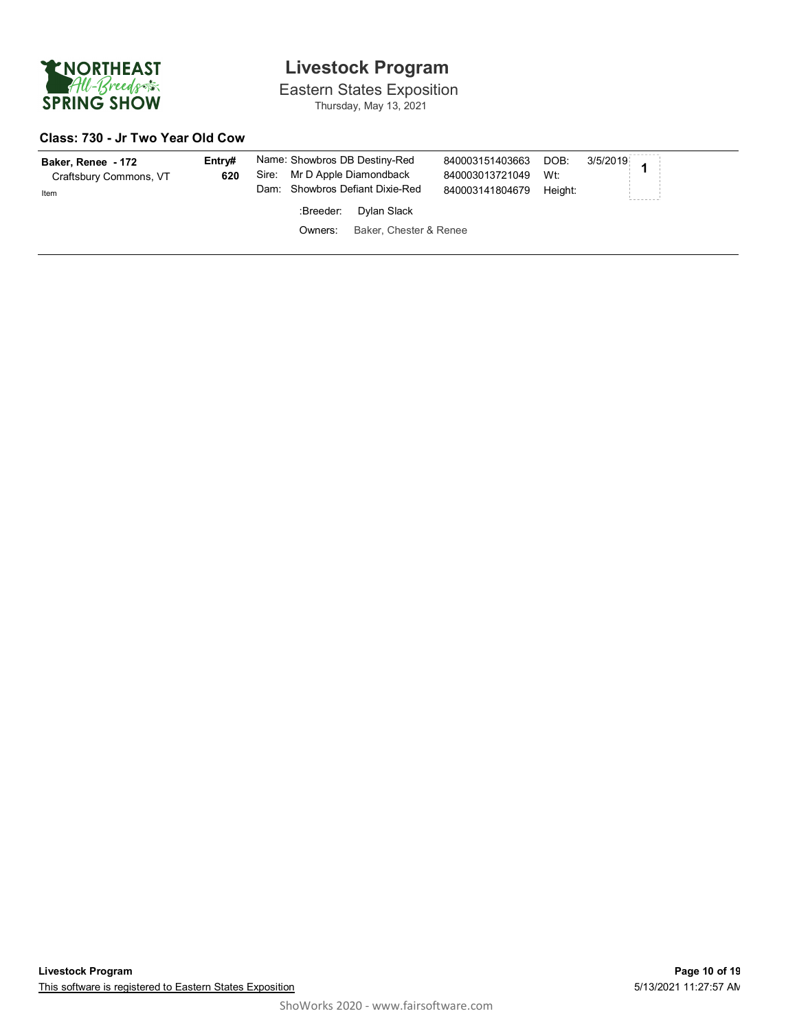# Livestock Program

Eastern States Exposition

Thursday, May 13, 2021

### Class: 730 - Jr Two Year Old Cow

| Exhibitor | Entry# | Animal | ID | | | Place |
|---|---|---|---|---|---|---|
| **Baker, Renee - 172** | **620** | Name: Showbros DB Destiny-Red | 840003151403663 | DOB: | 3/5/2019 | **1** |
| Craftsbury Commons, VT | | Sire: Mr D Apple Diamondback | 840003013721049 | Wt: | | |
| Item | | Dam: Showbros Defiant Dixie-Red | 840003141804679 | Height: | | |
| | | :Breeder: Dylan Slack | | | | |
| | | Owners: Baker, Chester & Renee | | | | |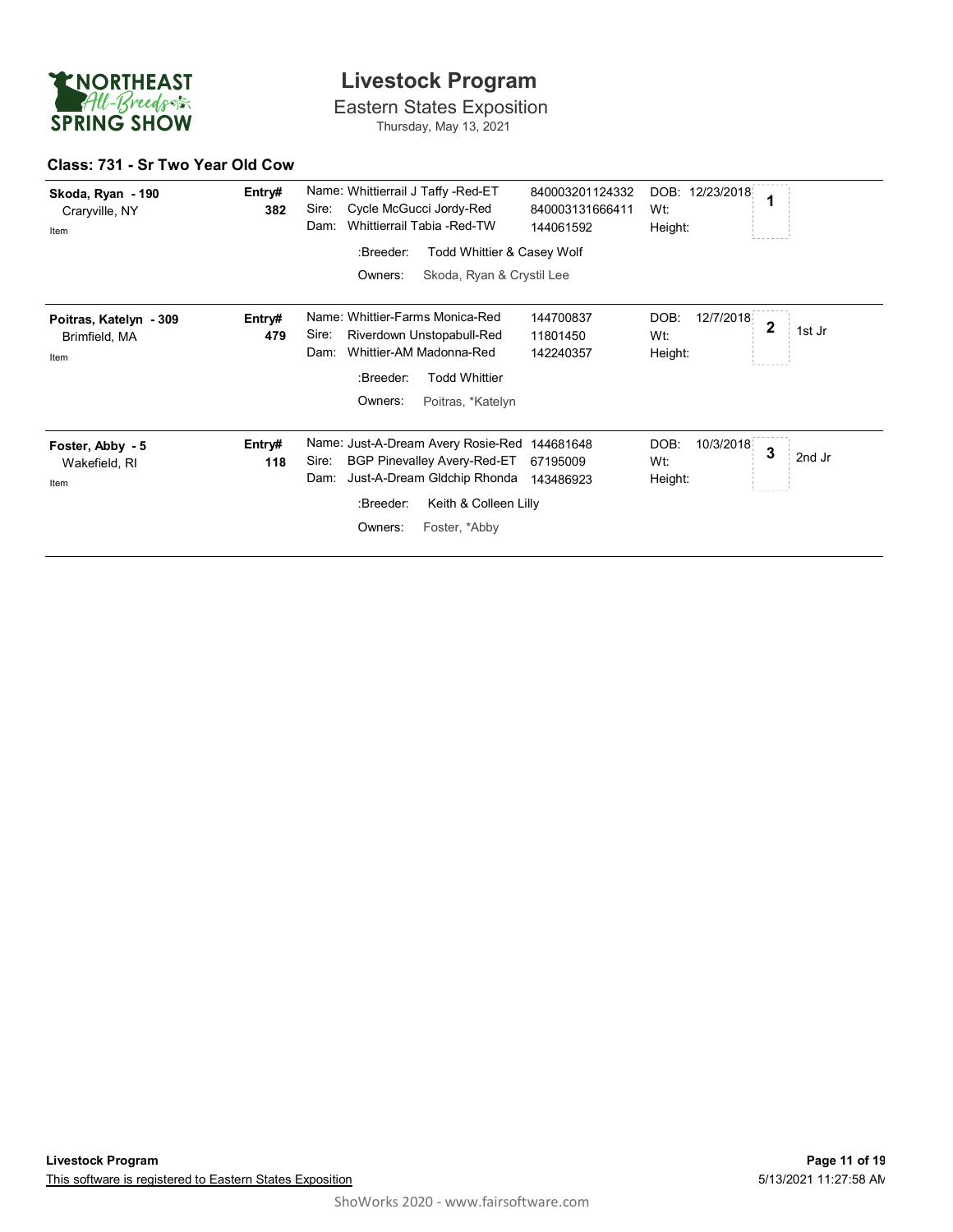# Livestock Program

Eastern States Exposition

Thursday, May 13, 2021

### Class: 731 - Sr Two Year Old Cow

| Exhibitor | Entry# | Animal | Reg # | DOB / Wt / Height | Place | Award |
|---|---|---|---|---|---|---|
| **Skoda, Ryan - 190**<br>Craryville, NY<br>Item | **382** | Name: Whittierrail J Taffy -Red-ET<br>Sire: Cycle McGucci Jordy-Red<br>Dam: Whittierrail Tabia -Red-TW<br>:Breeder: Todd Whittier & Casey Wolf<br>Owners: Skoda, Ryan & Crystil Lee | 840003201124332<br>840003131666411<br>144061592 | DOB: 12/23/2018<br>Wt:<br>Height: | **1** | |
| **Poitras, Katelyn - 309**<br>Brimfield, MA<br>Item | **479** | Name: Whittier-Farms Monica-Red<br>Sire: Riverdown Unstopabull-Red<br>Dam: Whittier-AM Madonna-Red<br>:Breeder: Todd Whittier<br>Owners: Poitras, *Katelyn | 144700837<br>11801450<br>142240357 | DOB: 12/7/2018<br>Wt:<br>Height: | **2** | 1st Jr |
| **Foster, Abby - 5**<br>Wakefield, RI<br>Item | **118** | Name: Just-A-Dream Avery Rosie-Red<br>Sire: BGP Pinevalley Avery-Red-ET<br>Dam: Just-A-Dream Gldchip Rhonda<br>:Breeder: Keith & Colleen Lilly<br>Owners: Foster, *Abby | 144681648<br>67195009<br>143486923 | DOB: 10/3/2018<br>Wt:<br>Height: | **3** | 2nd Jr |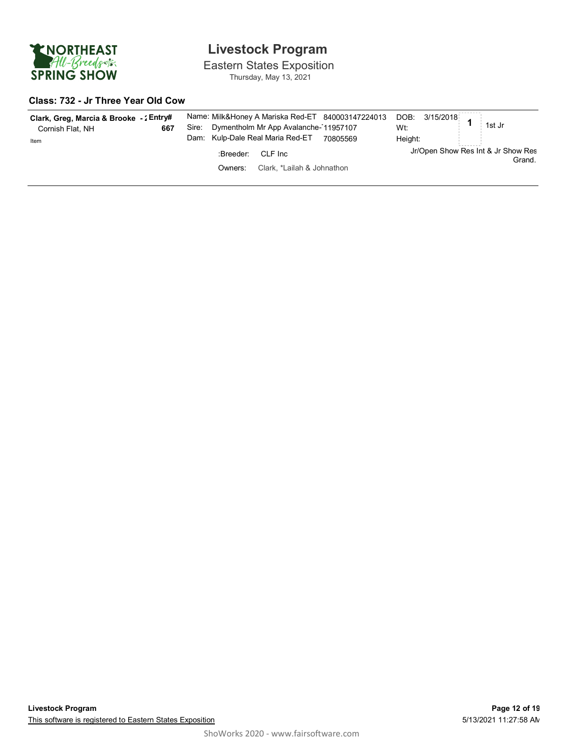# Livestock Program

Eastern States Exposition

Thursday, May 13, 2021

## Class: 732 - Jr Three Year Old Cow

| Exhibitor | Entry# | Animal | | DOB / Wt / Height | Place | Award |
|---|---|---|---|---|---|---|
| **Clark, Greg, Marcia & Brooke -** | **667** | Name: Milk&Honey A Mariska Red-ET | 840003147224013 | DOB: 3/15/2018 | **1** | 1st Jr |
| Cornish Flat, NH | | Sire: Dymentholm Mr App Avalanche- | 11957107 | Wt: | | |
| Item | | Dam: Kulp-Dale Real Maria Red-ET | 70805569 | Height: | | |
| | | :Breeder: CLF Inc | | | | Jr/Open Show Res Int & Jr Show Res Grand. |
| | | Owners: Clark, *Lailah & Johnathon | | | | |

Livestock Program

This software is registered to Eastern States Exposition

5/13/2021 11:27:58 AM

ShoWorks 2020 - www.fairsoftware.com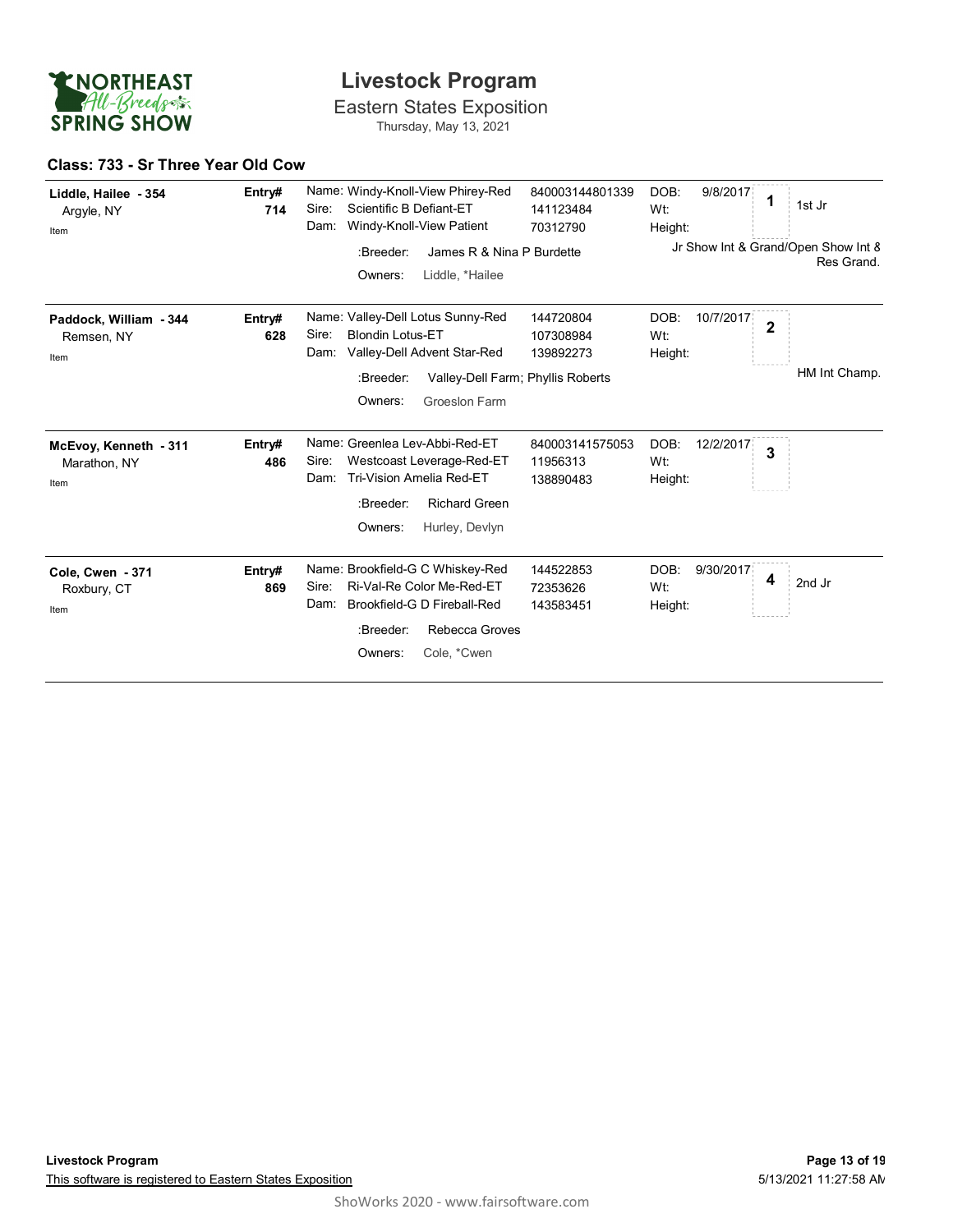# Livestock Program

## Eastern States Exposition

Thursday, May 13, 2021

### Class: 733 - Sr Three Year Old Cow

**Liddle, Hailee - 354**
Argyle, NY
Item

**Entry# 714**

Name: Windy-Knoll-View Phirey-Red — 840003144801339
Sire: Scientific B Defiant-ET — 141123484
Dam: Windy-Knoll-View Patient — 70312790
:Breeder: James R & Nina P Burdette
Owners: Liddle, *Hailee

DOB: 9/8/2017
Wt:
Height:

Placing: **1** — 1st Jr

Jr Show Int & Grand/Open Show Int & Res Grand.

---

**Paddock, William - 344**
Remsen, NY
Item

**Entry# 628**

Name: Valley-Dell Lotus Sunny-Red — 144720804
Sire: Blondin Lotus-ET — 107308984
Dam: Valley-Dell Advent Star-Red — 139892273
:Breeder: Valley-Dell Farm; Phyllis Roberts
Owners: Groeslon Farm

DOB: 10/7/2017
Wt:
Height:

Placing: **2**

HM Int Champ.

---

**McEvoy, Kenneth - 311**
Marathon, NY
Item

**Entry# 486**

Name: Greenlea Lev-Abbi-Red-ET — 840003141575053
Sire: Westcoast Leverage-Red-ET — 11956313
Dam: Tri-Vision Amelia Red-ET — 138890483
:Breeder: Richard Green
Owners: Hurley, Devlyn

DOB: 12/2/2017
Wt:
Height:

Placing: **3**

---

**Cole, Cwen - 371**
Roxbury, CT
Item

**Entry# 869**

Name: Brookfield-G C Whiskey-Red — 144522853
Sire: Ri-Val-Re Color Me-Red-ET — 72353626
Dam: Brookfield-G D Fireball-Red — 143583451
:Breeder: Rebecca Groves
Owners: Cole, *Cwen

DOB: 9/30/2017
Wt:
Height:

Placing: **4** — 2nd Jr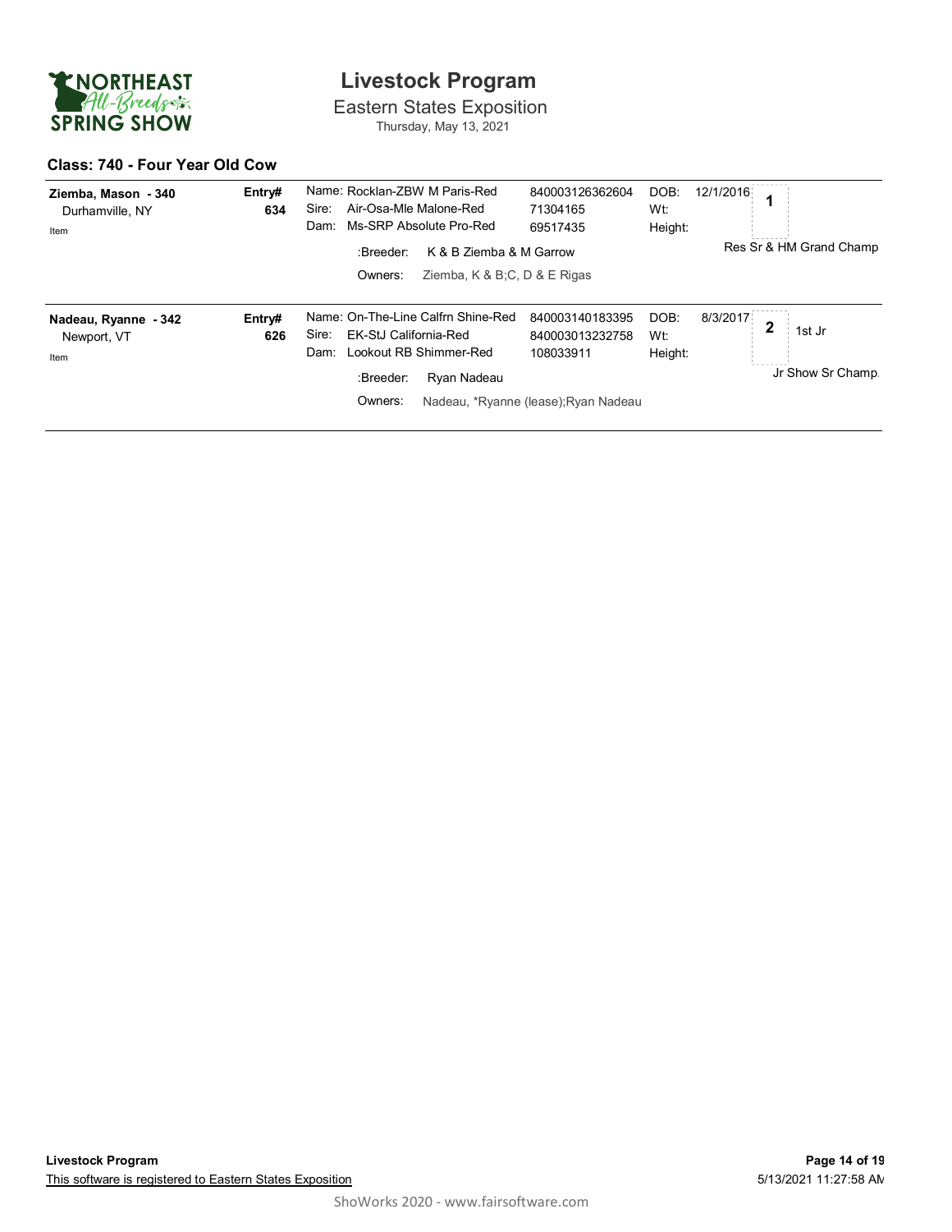# Livestock Program

Eastern States Exposition
Thursday, May 13, 2021

## Class: 740 - Four Year Old Cow

| Exhibitor | Entry# | Animal | ID | DOB/Wt/Height | Placing | Awards |
|---|---|---|---|---|---|---|
| **Ziemba, Mason - 340**<br>Durhamville, NY<br>Item | **634** | Name: Rocklan-ZBW M Paris-Red<br>Sire: Air-Osa-Mle Malone-Red<br>Dam: Ms-SRP Absolute Pro-Red<br>:Breeder: K & B Ziemba & M Garrow<br>Owners: Ziemba, K & B;C, D & E Rigas | 840003126362604<br>71304165<br>69517435 | DOB: 12/1/2016<br>Wt:<br>Height: | 1 | Res Sr & HM Grand Champ |
| **Nadeau, Ryanne - 342**<br>Newport, VT<br>Item | **626** | Name: On-The-Line Calfrn Shine-Red<br>Sire: EK-StJ California-Red<br>Dam: Lookout RB Shimmer-Red<br>:Breeder: Ryan Nadeau<br>Owners: Nadeau, *Ryanne (lease);Ryan Nadeau | 840003140183395<br>840003013232758<br>108033911 | DOB: 8/3/2017<br>Wt:<br>Height: | 2 | 1st Jr<br>Jr Show Sr Champ. |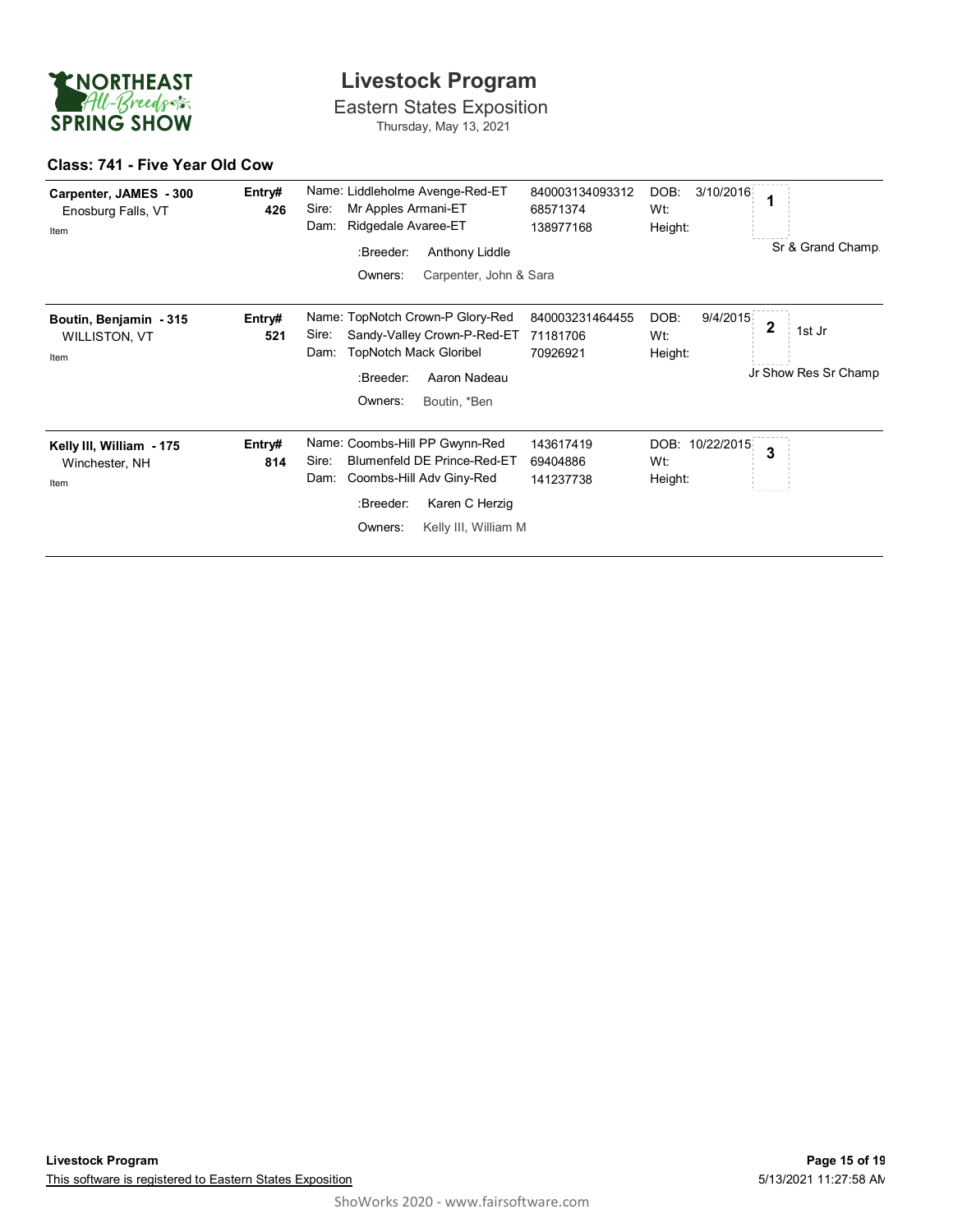# Livestock Program

## Eastern States Exposition

Thursday, May 13, 2021

### Class: 741 - Five Year Old Cow

| Exhibitor | Entry# | Animal | Reg./ID | DOB / Wt / Height | Placing | Award |
|---|---|---|---|---|---|---|
| **Carpenter, JAMES - 300**<br>Enosburg Falls, VT<br>Item | **426** | Name: Liddleholme Avenge-Red-ET<br>Sire: Mr Apples Armani-ET<br>Dam: Ridgedale Avaree-ET<br>:Breeder: Anthony Liddle<br>Owners: Carpenter, John & Sara | 840003134093312<br>68571374<br>138977168 | DOB: 3/10/2016<br>Wt:<br>Height: | 1 | Sr & Grand Champ. |
| **Boutin, Benjamin - 315**<br>WILLISTON, VT<br>Item | **521** | Name: TopNotch Crown-P Glory-Red<br>Sire: Sandy-Valley Crown-P-Red-ET<br>Dam: TopNotch Mack Gloribel<br>:Breeder: Aaron Nadeau<br>Owners: Boutin, *Ben | 840003231464455<br>71181706<br>70926921 | DOB: 9/4/2015<br>Wt:<br>Height: | 2 | 1st Jr<br>Jr Show Res Sr Champ |
| **Kelly III, William - 175**<br>Winchester, NH<br>Item | **814** | Name: Coombs-Hill PP Gwynn-Red<br>Sire: Blumenfeld DE Prince-Red-ET<br>Dam: Coombs-Hill Adv Giny-Red<br>:Breeder: Karen C Herzig<br>Owners: Kelly III, William M | 143617419<br>69404886<br>141237738 | DOB: 10/22/2015<br>Wt:<br>Height: | 3 | |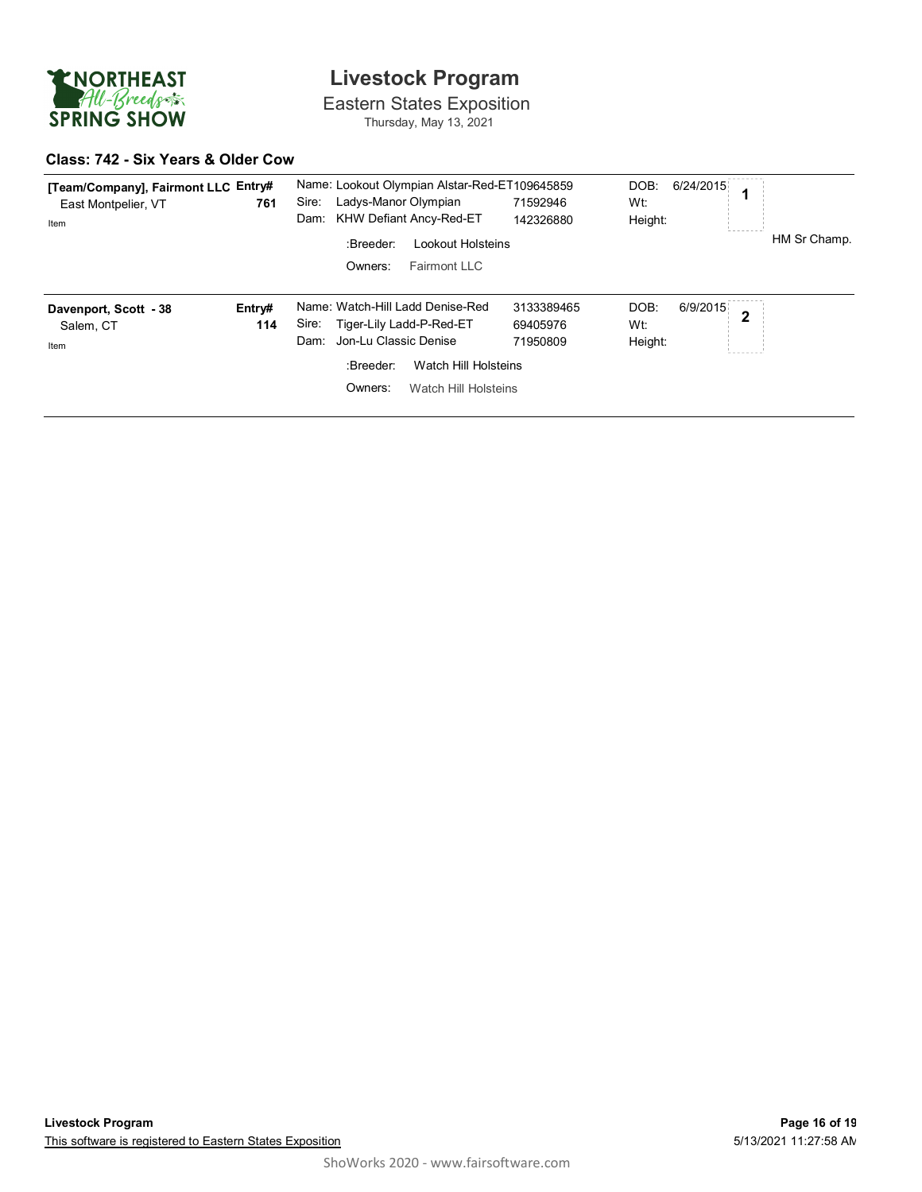# Livestock Program

## Eastern States Exposition

Thursday, May 13, 2021

### Class: 742 - Six Years & Older Cow

**[Team/Company], Fairmont LLC** Entry# **761**
East Montpelier, VT
Item

Name: Lookout Olympian Alstar-Red-ET 109645859
Sire: Ladys-Manor Olympian 71592946
Dam: KHW Defiant Ancy-Red-ET 142326880
:Breeder: Lookout Holsteins
Owners: Fairmont LLC

DOB: 6/24/2015
Wt:
Height:

**1**

HM Sr Champ.

---

**Davenport, Scott - 38** Entry# **114**
Salem, CT
Item

Name: Watch-Hill Ladd Denise-Red 3133389465
Sire: Tiger-Lily Ladd-P-Red-ET 69405976
Dam: Jon-Lu Classic Denise 71950809
:Breeder: Watch Hill Holsteins
Owners: Watch Hill Holsteins

DOB: 6/9/2015
Wt:
Height:

**2**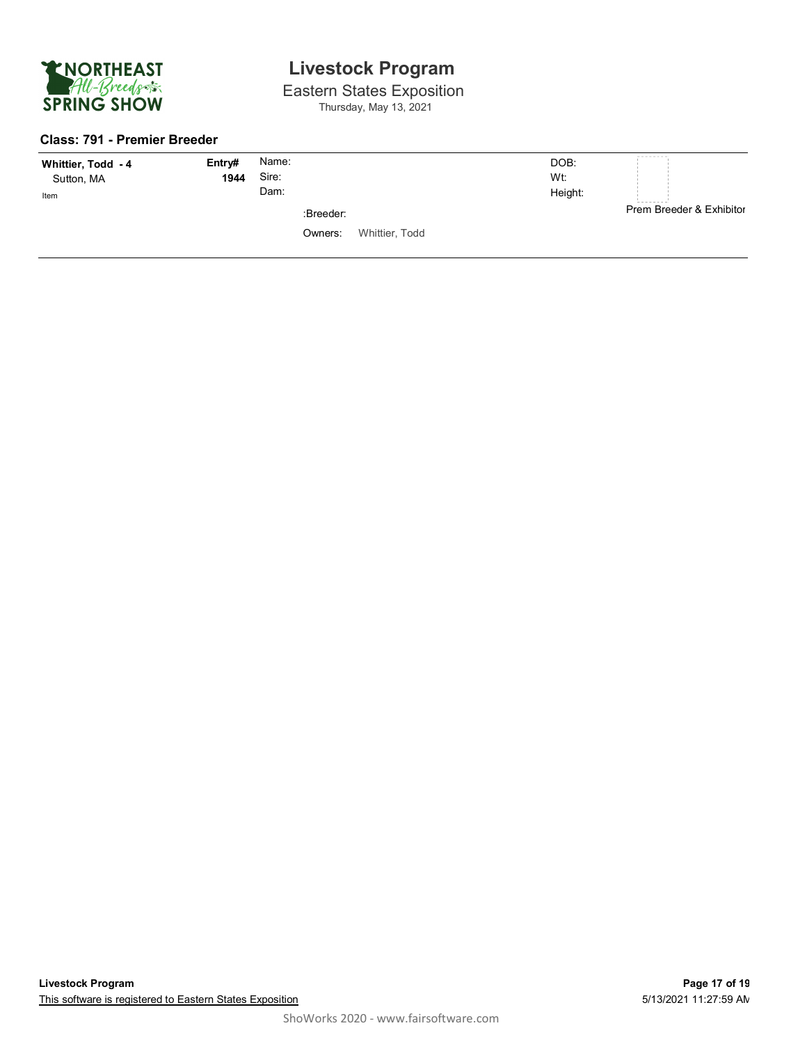# Livestock Program

Eastern States Exposition

Thursday, May 13, 2021

## Class: 791 - Premier Breeder

**Whittier, Todd - 4**
Sutton, MA
Item

**Entry#** **1944**

Name:
Sire:
Dam:

:Breeder:

Owners: Whittier, Todd

DOB:
Wt:
Height:

Prem Breeder & Exhibitor